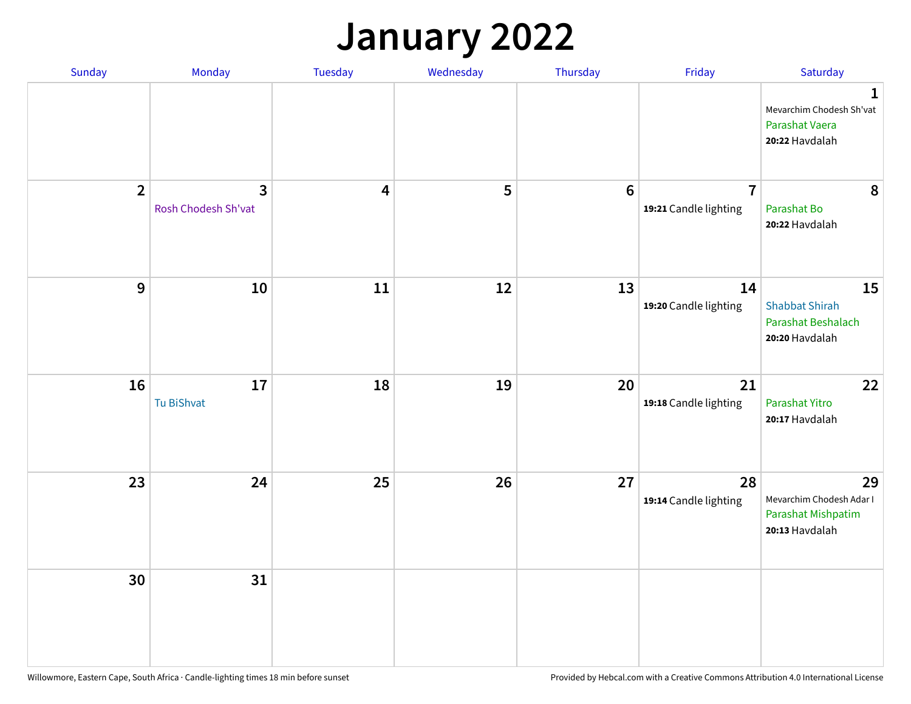# January 2022

| Sunday | Monday | Tuesday | Wednesday | Thursday | Friday | Saturday |
|---|---|---|---|---|---|---|
| | | | | | | **1** Mevarchim Chodesh Sh'vat Parashat Vaera **20:22** Havdalah |
| **2** | **3** Rosh Chodesh Sh'vat | **4** | **5** | **6** | **7** **19:21** Candle lighting | **8** Parashat Bo **20:22** Havdalah |
| **9** | **10** | **11** | **12** | **13** | **14** **19:20** Candle lighting | **15** Shabbat Shirah Parashat Beshalach **20:20** Havdalah |
| **16** | **17** Tu BiShvat | **18** | **19** | **20** | **21** **19:18** Candle lighting | **22** Parashat Yitro **20:17** Havdalah |
| **23** | **24** | **25** | **26** | **27** | **28** **19:14** Candle lighting | **29** Mevarchim Chodesh Adar I Parashat Mishpatim **20:13** Havdalah |
| **30** | **31** | | | | | |

Willowmore, Eastern Cape, South Africa · Candle-lighting times 18 min before sunset

Provided by Hebcal.com with a Creative Commons Attribution 4.0 International License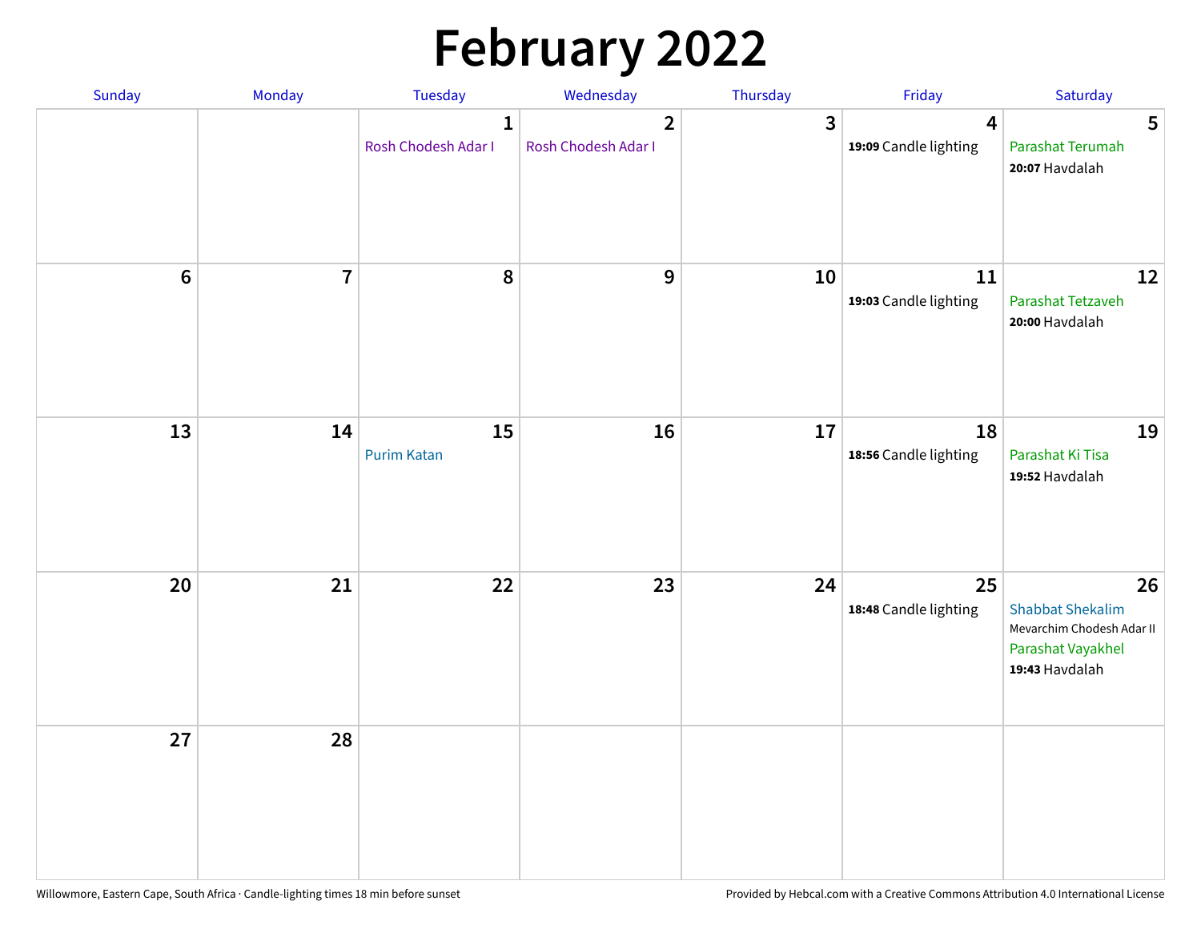# February 2022

| Sunday | Monday | Tuesday | Wednesday | Thursday | Friday | Saturday |
|---|---|---|---|---|---|---|
| | | 1<br>Rosh Chodesh Adar I | 2<br>Rosh Chodesh Adar I | 3 | 4<br>**19:09** Candle lighting | 5<br>Parashat Terumah<br>**20:07** Havdalah |
| 6 | 7 | 8 | 9 | 10 | 11<br>**19:03** Candle lighting | 12<br>Parashat Tetzaveh<br>**20:00** Havdalah |
| 13 | 14 | 15<br>Purim Katan | 16 | 17 | 18<br>**18:56** Candle lighting | 19<br>Parashat Ki Tisa<br>**19:52** Havdalah |
| 20 | 21 | 22 | 23 | 24 | 25<br>**18:48** Candle lighting | 26<br>Shabbat Shekalim<br>Mevarchim Chodesh Adar II<br>Parashat Vayakhel<br>**19:43** Havdalah |
| 27 | 28 | | | | | |

Willowmore, Eastern Cape, South Africa · Candle-lighting times 18 min before sunset

Provided by Hebcal.com with a Creative Commons Attribution 4.0 International License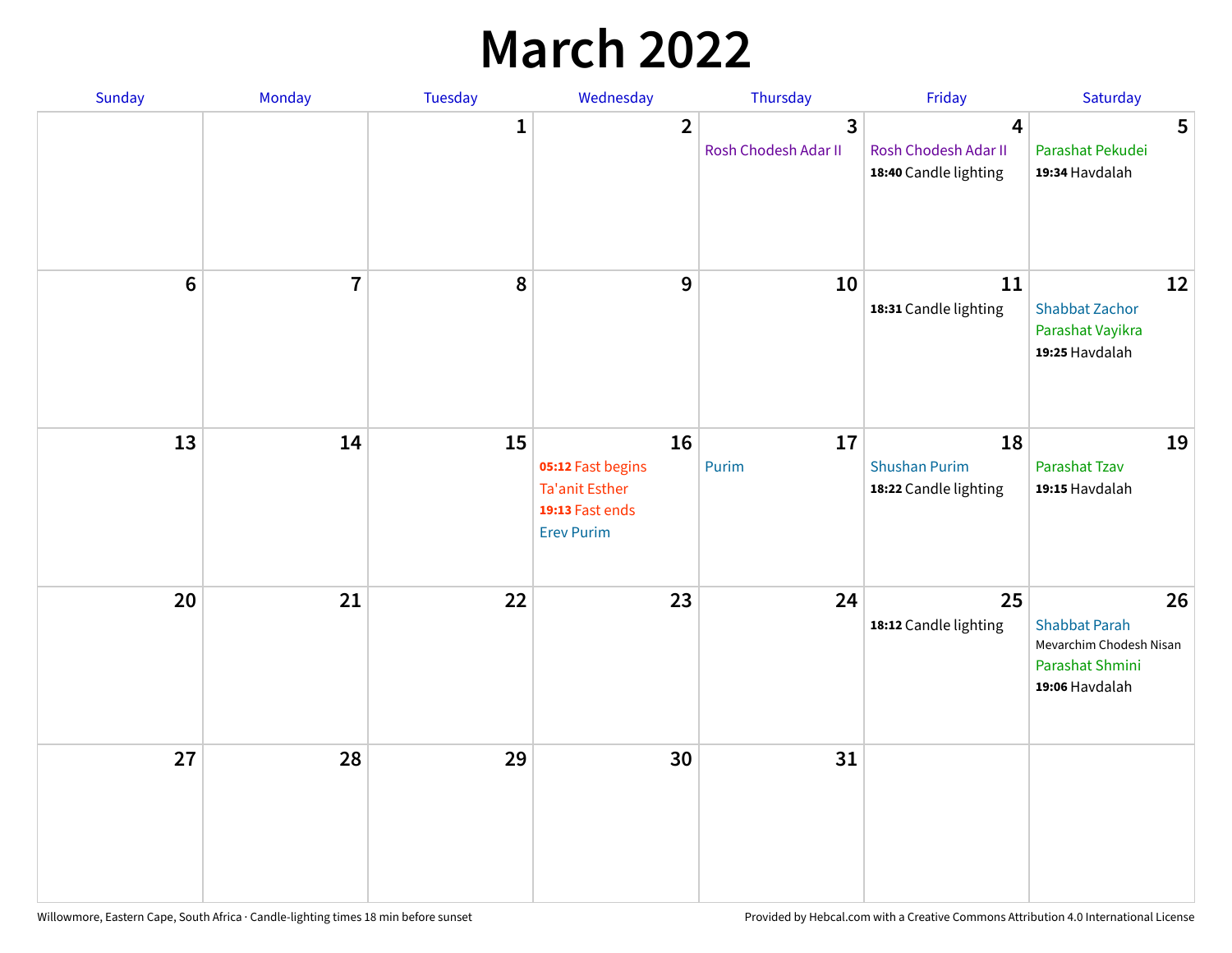# March 2022

| Sunday | Monday | Tuesday | Wednesday | Thursday | Friday | Saturday |
|---|---|---|---|---|---|---|
| | | 1 | 2 | 3<br>Rosh Chodesh Adar II | 4<br>Rosh Chodesh Adar II<br>**18:40** Candle lighting | 5<br>Parashat Pekudei<br>**19:34** Havdalah |
| 6 | 7 | 8 | 9 | 10 | 11<br>**18:31** Candle lighting | 12<br>Shabbat Zachor<br>Parashat Vayikra<br>**19:25** Havdalah |
| 13 | 14 | 15 | 16<br>**05:12** Fast begins<br>Ta'anit Esther<br>**19:13** Fast ends<br>Erev Purim | 17<br>Purim | 18<br>Shushan Purim<br>**18:22** Candle lighting | 19<br>Parashat Tzav<br>**19:15** Havdalah |
| 20 | 21 | 22 | 23 | 24 | 25<br>**18:12** Candle lighting | 26<br>Shabbat Parah<br>Mevarchim Chodesh Nisan<br>Parashat Shmini<br>**19:06** Havdalah |
| 27 | 28 | 29 | 30 | 31 | | |

Willowmore, Eastern Cape, South Africa · Candle-lighting times 18 min before sunset

Provided by Hebcal.com with a Creative Commons Attribution 4.0 International License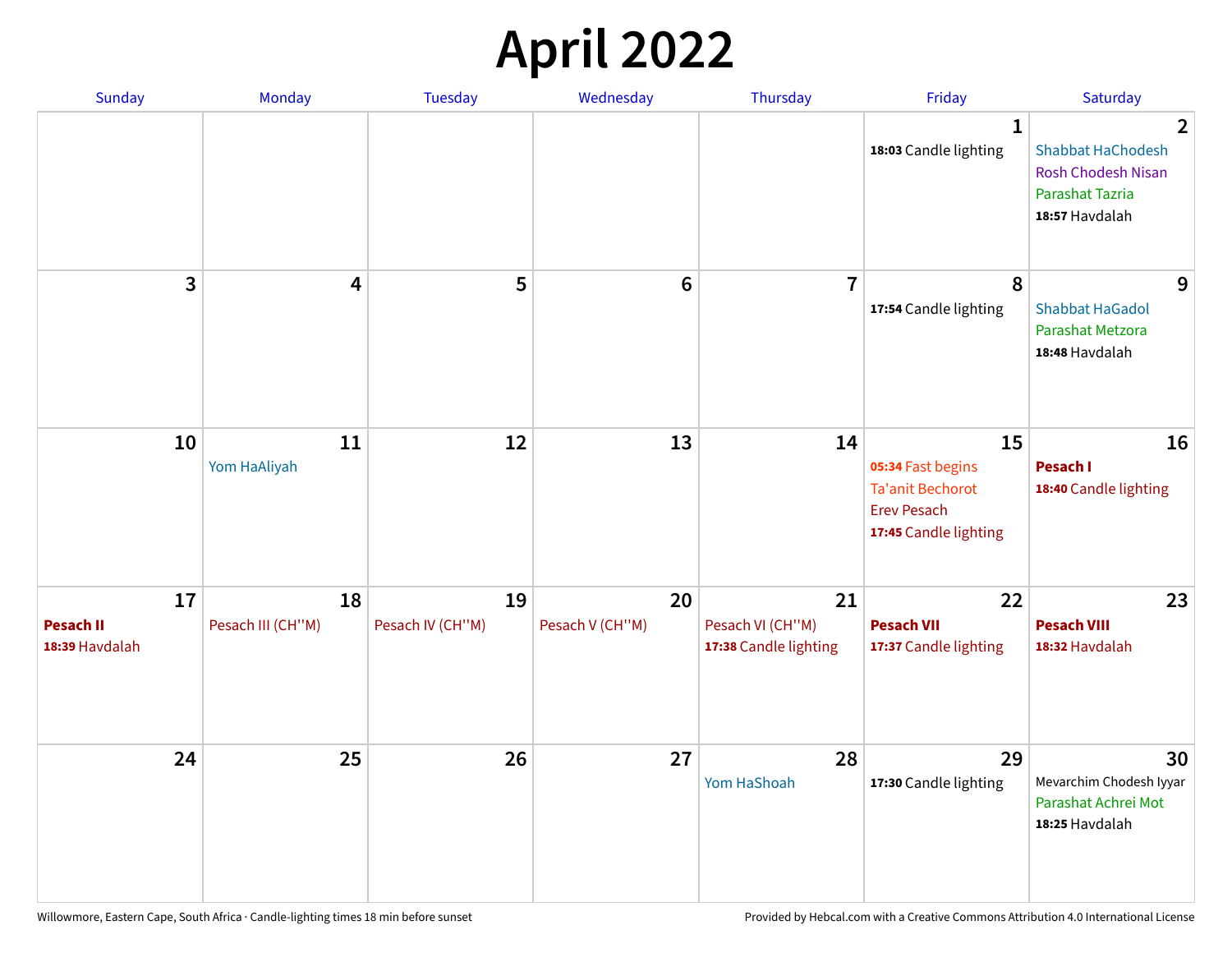# April 2022

| Sunday | Monday | Tuesday | Wednesday | Thursday | Friday | Saturday |
|---|---|---|---|---|---|---|
| | | | | | 1<br>**18:03** Candle lighting | 2<br>Shabbat HaChodesh<br>Rosh Chodesh Nisan<br>Parashat Tazria<br>**18:57** Havdalah |
| 3 | 4 | 5 | 6 | 7 | 8<br>**17:54** Candle lighting | 9<br>Shabbat HaGadol<br>Parashat Metzora<br>**18:48** Havdalah |
| 10 | 11<br>Yom HaAliyah | 12 | 13 | 14 | 15<br>**05:34** Fast begins<br>Ta'anit Bechorot<br>Erev Pesach<br>**17:45** Candle lighting | 16<br>**Pesach I**<br>**18:40** Candle lighting |
| 17<br>**Pesach II**<br>**18:39** Havdalah | 18<br>Pesach III (CH''M) | 19<br>Pesach IV (CH''M) | 20<br>Pesach V (CH''M) | 21<br>Pesach VI (CH''M)<br>**17:38** Candle lighting | 22<br>**Pesach VII**<br>**17:37** Candle lighting | 23<br>**Pesach VIII**<br>**18:32** Havdalah |
| 24 | 25 | 26 | 27 | 28<br>Yom HaShoah | 29<br>**17:30** Candle lighting | 30<br>Mevarchim Chodesh Iyyar<br>Parashat Achrei Mot<br>**18:25** Havdalah |

Willowmore, Eastern Cape, South Africa · Candle-lighting times 18 min before sunset

Provided by Hebcal.com with a Creative Commons Attribution 4.0 International License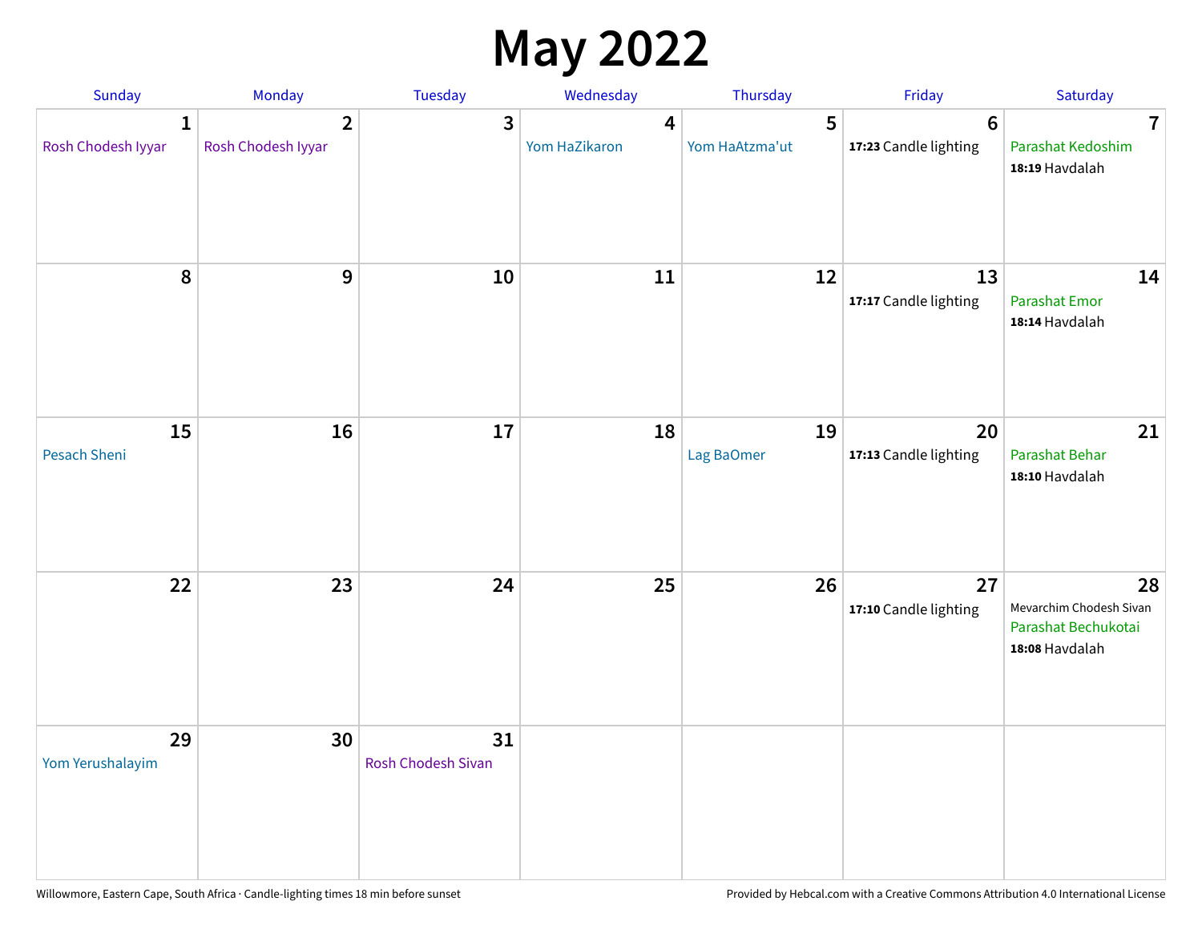# May 2022

| Sunday | Monday | Tuesday | Wednesday | Thursday | Friday | Saturday |
|---|---|---|---|---|---|---|
| **1** Rosh Chodesh Iyyar | **2** Rosh Chodesh Iyyar | **3** | **4** Yom HaZikaron | **5** Yom HaAtzma'ut | **6** **17:23** Candle lighting | **7** Parashat Kedoshim **18:19** Havdalah |
| **8** | **9** | **10** | **11** | **12** | **13** **17:17** Candle lighting | **14** Parashat Emor **18:14** Havdalah |
| **15** Pesach Sheni | **16** | **17** | **18** | **19** Lag BaOmer | **20** **17:13** Candle lighting | **21** Parashat Behar **18:10** Havdalah |
| **22** | **23** | **24** | **25** | **26** | **27** **17:10** Candle lighting | **28** Mevarchim Chodesh Sivan Parashat Bechukotai **18:08** Havdalah |
| **29** Yom Yerushalayim | **30** | **31** Rosh Chodesh Sivan | | | | |

Willowmore, Eastern Cape, South Africa · Candle-lighting times 18 min before sunset

Provided by Hebcal.com with a Creative Commons Attribution 4.0 International License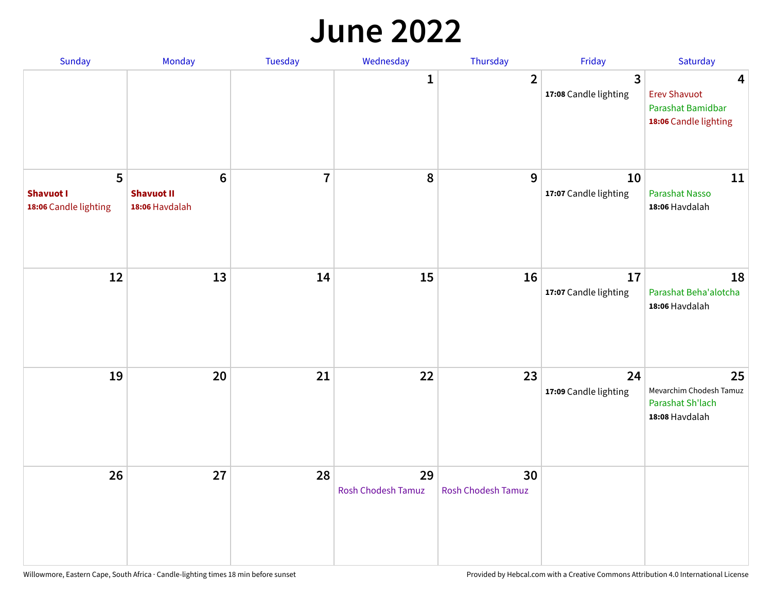# June 2022

| Sunday | Monday | Tuesday | Wednesday | Thursday | Friday | Saturday |
|---|---|---|---|---|---|---|
| | | | 1 | 2 | 3<br>**17:08** Candle lighting | 4<br>Erev Shavuot<br>Parashat Bamidbar<br>**18:06** Candle lighting |
| 5<br>**Shavuot I**<br>**18:06** Candle lighting | 6<br>**Shavuot II**<br>**18:06** Havdalah | 7 | 8 | 9 | 10<br>**17:07** Candle lighting | 11<br>Parashat Nasso<br>**18:06** Havdalah |
| 12 | 13 | 14 | 15 | 16 | 17<br>**17:07** Candle lighting | 18<br>Parashat Beha'alotcha<br>**18:06** Havdalah |
| 19 | 20 | 21 | 22 | 23 | 24<br>**17:09** Candle lighting | 25<br>Mevarchim Chodesh Tamuz<br>Parashat Sh'lach<br>**18:08** Havdalah |
| 26 | 27 | 28 | 29<br>Rosh Chodesh Tamuz | 30<br>Rosh Chodesh Tamuz | | |

Willowmore, Eastern Cape, South Africa · Candle-lighting times 18 min before sunset

Provided by Hebcal.com with a Creative Commons Attribution 4.0 International License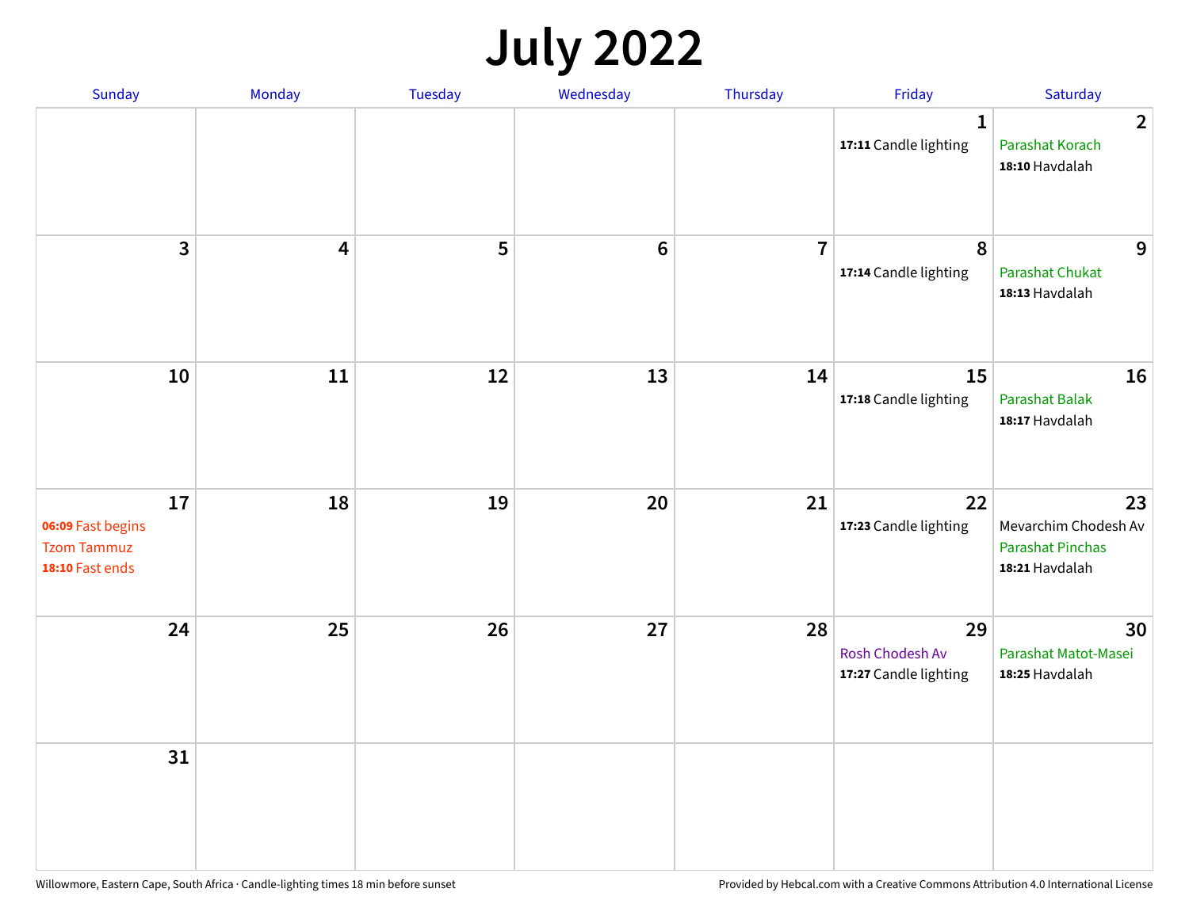# July 2022

| Sunday | Monday | Tuesday | Wednesday | Thursday | Friday | Saturday |
|---|---|---|---|---|---|---|
| | | | | | 1<br>**17:11** Candle lighting | 2<br>Parashat Korach<br>**18:10** Havdalah |
| 3 | 4 | 5 | 6 | 7 | 8<br>**17:14** Candle lighting | 9<br>Parashat Chukat<br>**18:13** Havdalah |
| 10 | 11 | 12 | 13 | 14 | 15<br>**17:18** Candle lighting | 16<br>Parashat Balak<br>**18:17** Havdalah |
| 17<br>**06:09** Fast begins<br>Tzom Tammuz<br>**18:10** Fast ends | 18 | 19 | 20 | 21 | 22<br>**17:23** Candle lighting | 23<br>Mevarchim Chodesh Av<br>Parashat Pinchas<br>**18:21** Havdalah |
| 24 | 25 | 26 | 27 | 28 | 29<br>Rosh Chodesh Av<br>**17:27** Candle lighting | 30<br>Parashat Matot-Masei<br>**18:25** Havdalah |
| 31 | | | | | | |

Willowmore, Eastern Cape, South Africa · Candle-lighting times 18 min before sunset

Provided by Hebcal.com with a Creative Commons Attribution 4.0 International License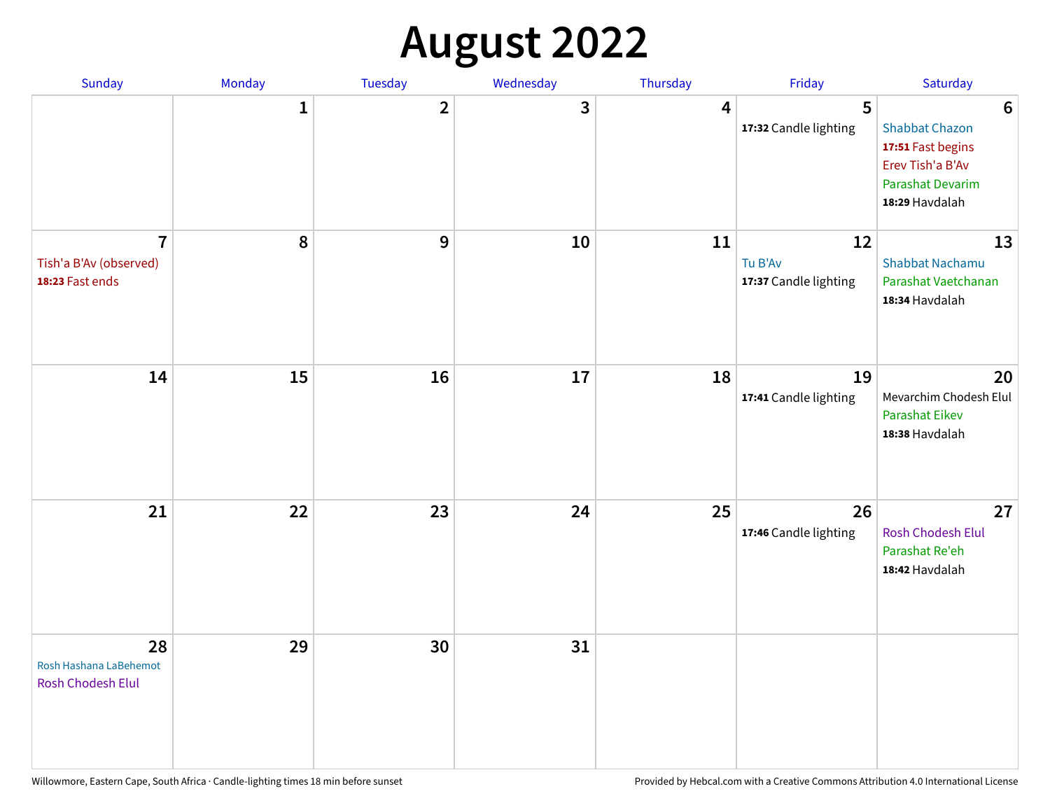# August 2022

| Sunday | Monday | Tuesday | Wednesday | Thursday | Friday | Saturday |
|---|---|---|---|---|---|---|
| | 1 | 2 | 3 | 4 | 5<br>**17:32** Candle lighting | 6<br>Shabbat Chazon<br>**17:51** Fast begins<br>Erev Tish'a B'Av<br>Parashat Devarim<br>**18:29** Havdalah |
| 7<br>Tish'a B'Av (observed)<br>**18:23** Fast ends | 8 | 9 | 10 | 11 | 12<br>Tu B'Av<br>**17:37** Candle lighting | 13<br>Shabbat Nachamu<br>Parashat Vaetchanan<br>**18:34** Havdalah |
| 14 | 15 | 16 | 17 | 18 | 19<br>**17:41** Candle lighting | 20<br>Mevarchim Chodesh Elul<br>Parashat Eikev<br>**18:38** Havdalah |
| 21 | 22 | 23 | 24 | 25 | 26<br>**17:46** Candle lighting | 27<br>Rosh Chodesh Elul<br>Parashat Re'eh<br>**18:42** Havdalah |
| 28<br>Rosh Hashana LaBehemot<br>Rosh Chodesh Elul | 29 | 30 | 31 | | | |

Willowmore, Eastern Cape, South Africa · Candle-lighting times 18 min before sunset

Provided by Hebcal.com with a Creative Commons Attribution 4.0 International License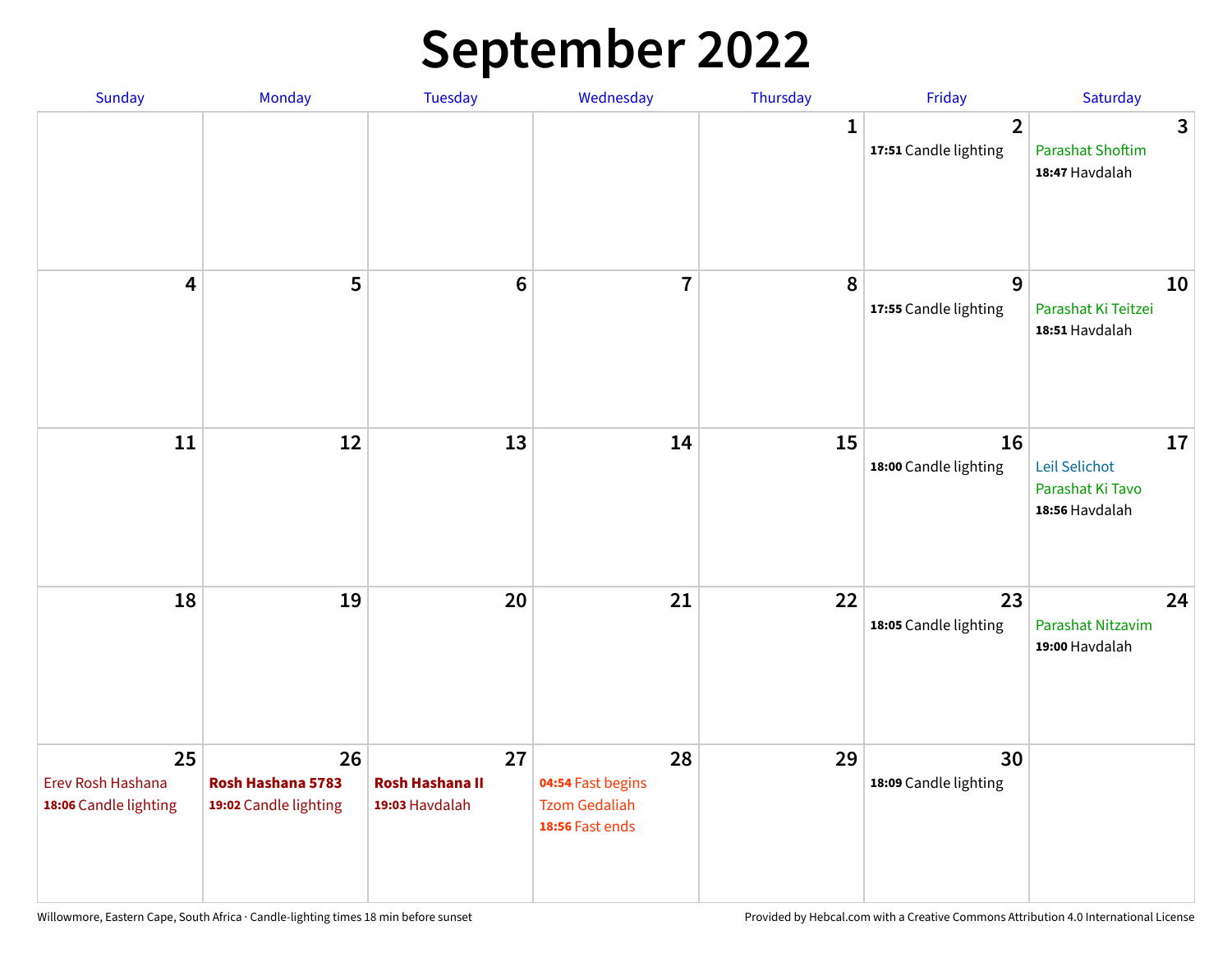# September 2022

| Sunday | Monday | Tuesday | Wednesday | Thursday | Friday | Saturday |
|---|---|---|---|---|---|---|
| | | | | 1 | 2<br>**17:51** Candle lighting | 3<br>Parashat Shoftim<br>**18:47** Havdalah |
| 4 | 5 | 6 | 7 | 8 | 9<br>**17:55** Candle lighting | 10<br>Parashat Ki Teitzei<br>**18:51** Havdalah |
| 11 | 12 | 13 | 14 | 15 | 16<br>**18:00** Candle lighting | 17<br>Leil Selichot<br>Parashat Ki Tavo<br>**18:56** Havdalah |
| 18 | 19 | 20 | 21 | 22 | 23<br>**18:05** Candle lighting | 24<br>Parashat Nitzavim<br>**19:00** Havdalah |
| 25<br>Erev Rosh Hashana<br>**18:06** Candle lighting | 26<br>**Rosh Hashana 5783**<br>**19:02** Candle lighting | 27<br>**Rosh Hashana II**<br>**19:03** Havdalah | 28<br>**04:54** Fast begins<br>Tzom Gedaliah<br>**18:56** Fast ends | 29 | 30<br>**18:09** Candle lighting | |

Willowmore, Eastern Cape, South Africa · Candle-lighting times 18 min before sunset

Provided by Hebcal.com with a Creative Commons Attribution 4.0 International License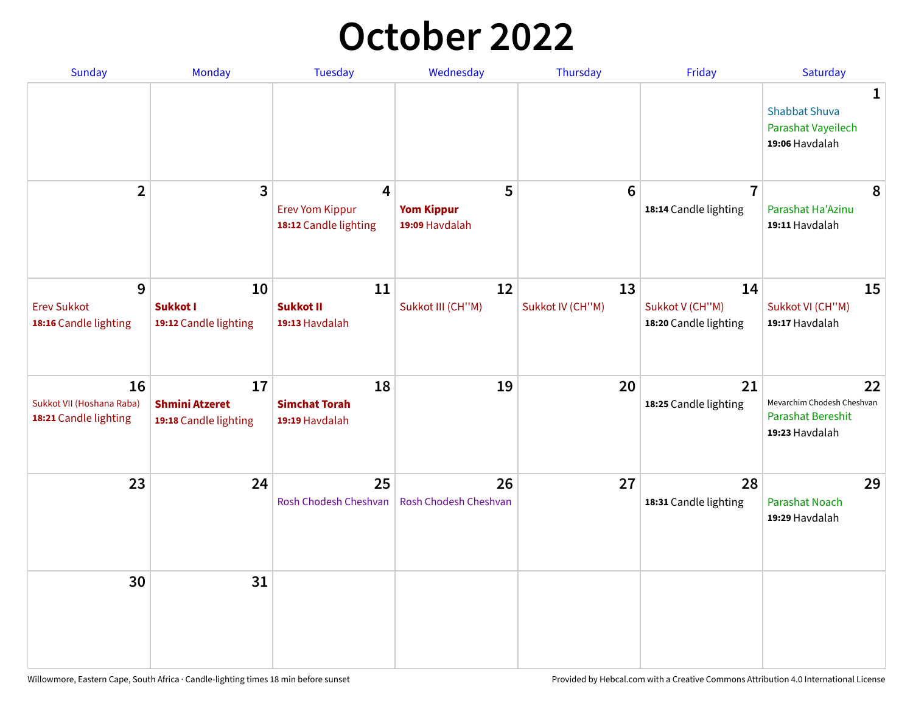# October 2022

| Sunday | Monday | Tuesday | Wednesday | Thursday | Friday | Saturday |
|---|---|---|---|---|---|---|
| | | | | | | **1** Shabbat Shuva Parashat Vayeilech **19:06** Havdalah |
| **2** | **3** | **4** Erev Yom Kippur **18:12** Candle lighting | **5** **Yom Kippur** **19:09** Havdalah | **6** | **7** **18:14** Candle lighting | **8** Parashat Ha'Azinu **19:11** Havdalah |
| **9** Erev Sukkot **18:16** Candle lighting | **10** **Sukkot I** **19:12** Candle lighting | **11** **Sukkot II** **19:13** Havdalah | **12** Sukkot III (CH''M) | **13** Sukkot IV (CH''M) | **14** Sukkot V (CH''M) **18:20** Candle lighting | **15** Sukkot VI (CH''M) **19:17** Havdalah |
| **16** Sukkot VII (Hoshana Raba) **18:21** Candle lighting | **17** **Shmini Atzeret** **19:18** Candle lighting | **18** **Simchat Torah** **19:19** Havdalah | **19** | **20** | **21** **18:25** Candle lighting | **22** Mevarchim Chodesh Cheshvan Parashat Bereshit **19:23** Havdalah |
| **23** | **24** | **25** Rosh Chodesh Cheshvan | **26** Rosh Chodesh Cheshvan | **27** | **28** **18:31** Candle lighting | **29** Parashat Noach **19:29** Havdalah |
| **30** | **31** | | | | | |

Willowmore, Eastern Cape, South Africa · Candle-lighting times 18 min before sunset

Provided by Hebcal.com with a Creative Commons Attribution 4.0 International License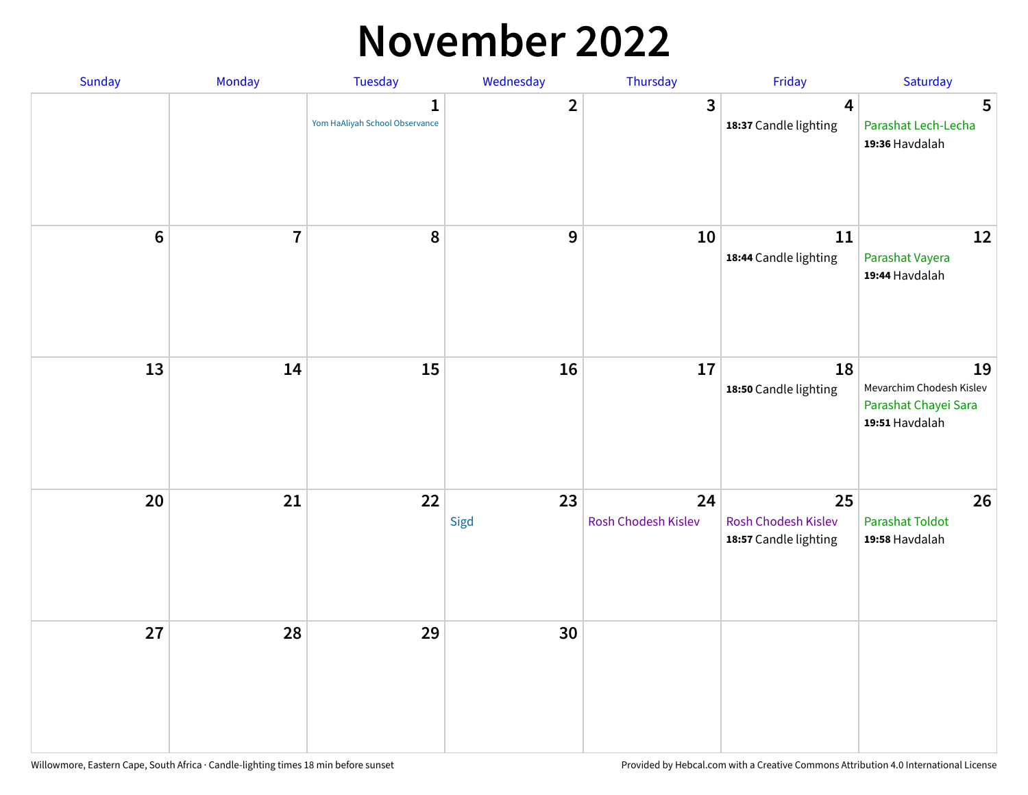# November 2022

| Sunday | Monday | Tuesday | Wednesday | Thursday | Friday | Saturday |
|---|---|---|---|---|---|---|
| | | 1 Yom HaAliyah School Observance | 2 | 3 | 4 **18:37** Candle lighting | 5 Parashat Lech-Lecha **19:36** Havdalah |
| 6 | 7 | 8 | 9 | 10 | 11 **18:44** Candle lighting | 12 Parashat Vayera **19:44** Havdalah |
| 13 | 14 | 15 | 16 | 17 | 18 **18:50** Candle lighting | 19 Mevarchim Chodesh Kislev Parashat Chayei Sara **19:51** Havdalah |
| 20 | 21 | 22 | 23 Sigd | 24 Rosh Chodesh Kislev | 25 Rosh Chodesh Kislev **18:57** Candle lighting | 26 Parashat Toldot **19:58** Havdalah |
| 27 | 28 | 29 | 30 | | | |

Willowmore, Eastern Cape, South Africa · Candle-lighting times 18 min before sunset

Provided by Hebcal.com with a Creative Commons Attribution 4.0 International License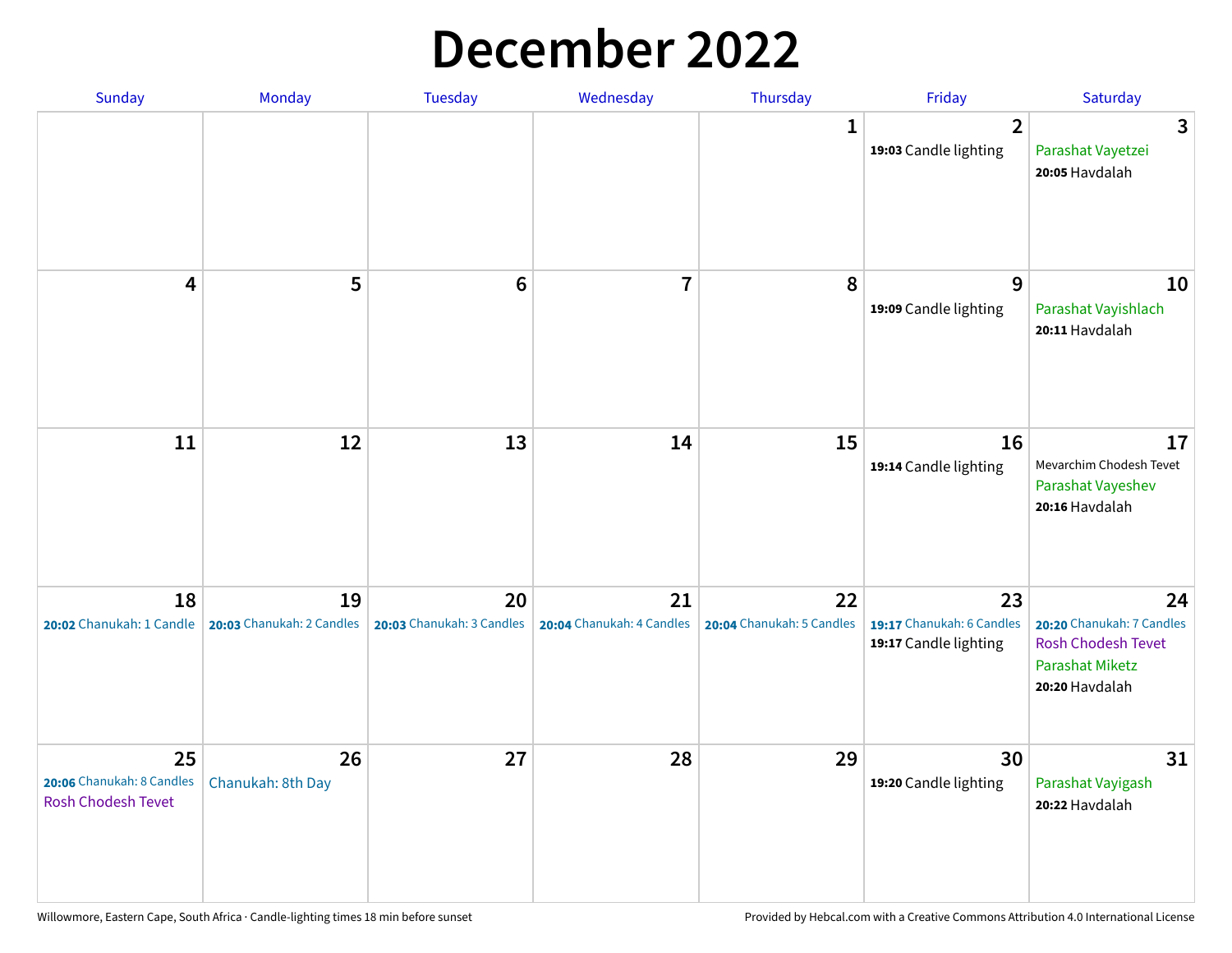# December 2022

| Sunday | Monday | Tuesday | Wednesday | Thursday | Friday | Saturday |
|---|---|---|---|---|---|---|
| | | | | 1 | 2<br>**19:03** Candle lighting | 3<br>Parashat Vayetzei<br>**20:05** Havdalah |
| 4 | 5 | 6 | 7 | 8 | 9<br>**19:09** Candle lighting | 10<br>Parashat Vayishlach<br>**20:11** Havdalah |
| 11 | 12 | 13 | 14 | 15 | 16<br>**19:14** Candle lighting | 17<br>Mevarchim Chodesh Tevet<br>Parashat Vayeshev<br>**20:16** Havdalah |
| 18<br>**20:02** Chanukah: 1 Candle | 19<br>**20:03** Chanukah: 2 Candles | 20<br>**20:03** Chanukah: 3 Candles | 21<br>**20:04** Chanukah: 4 Candles | 22<br>**20:04** Chanukah: 5 Candles | 23<br>**19:17** Chanukah: 6 Candles<br>**19:17** Candle lighting | 24<br>**20:20** Chanukah: 7 Candles<br>Rosh Chodesh Tevet<br>Parashat Miketz<br>**20:20** Havdalah |
| 25<br>**20:06** Chanukah: 8 Candles<br>Rosh Chodesh Tevet | 26<br>Chanukah: 8th Day | 27 | 28 | 29 | 30<br>**19:20** Candle lighting | 31<br>Parashat Vayigash<br>**20:22** Havdalah |

Willowmore, Eastern Cape, South Africa · Candle-lighting times 18 min before sunset

Provided by Hebcal.com with a Creative Commons Attribution 4.0 International License